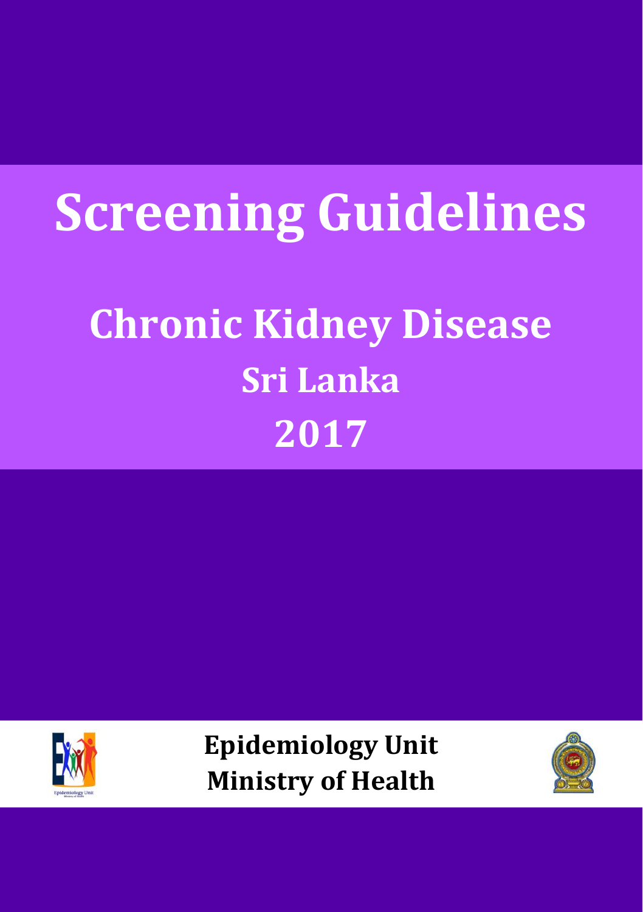# Screening Guidelines

## Chronic Kidney Disease

## Sri Lanka

## 2017

**Epidemiology Unit**
**Ministry of Health**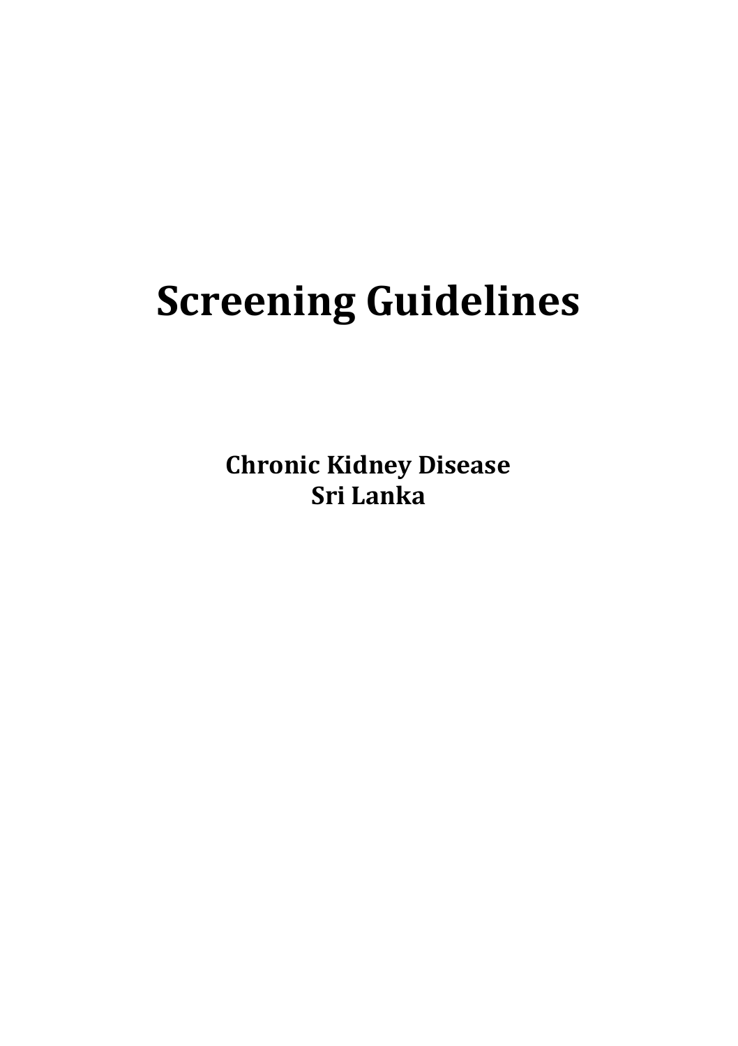# Screening Guidelines

**Chronic Kidney Disease**
**Sri Lanka**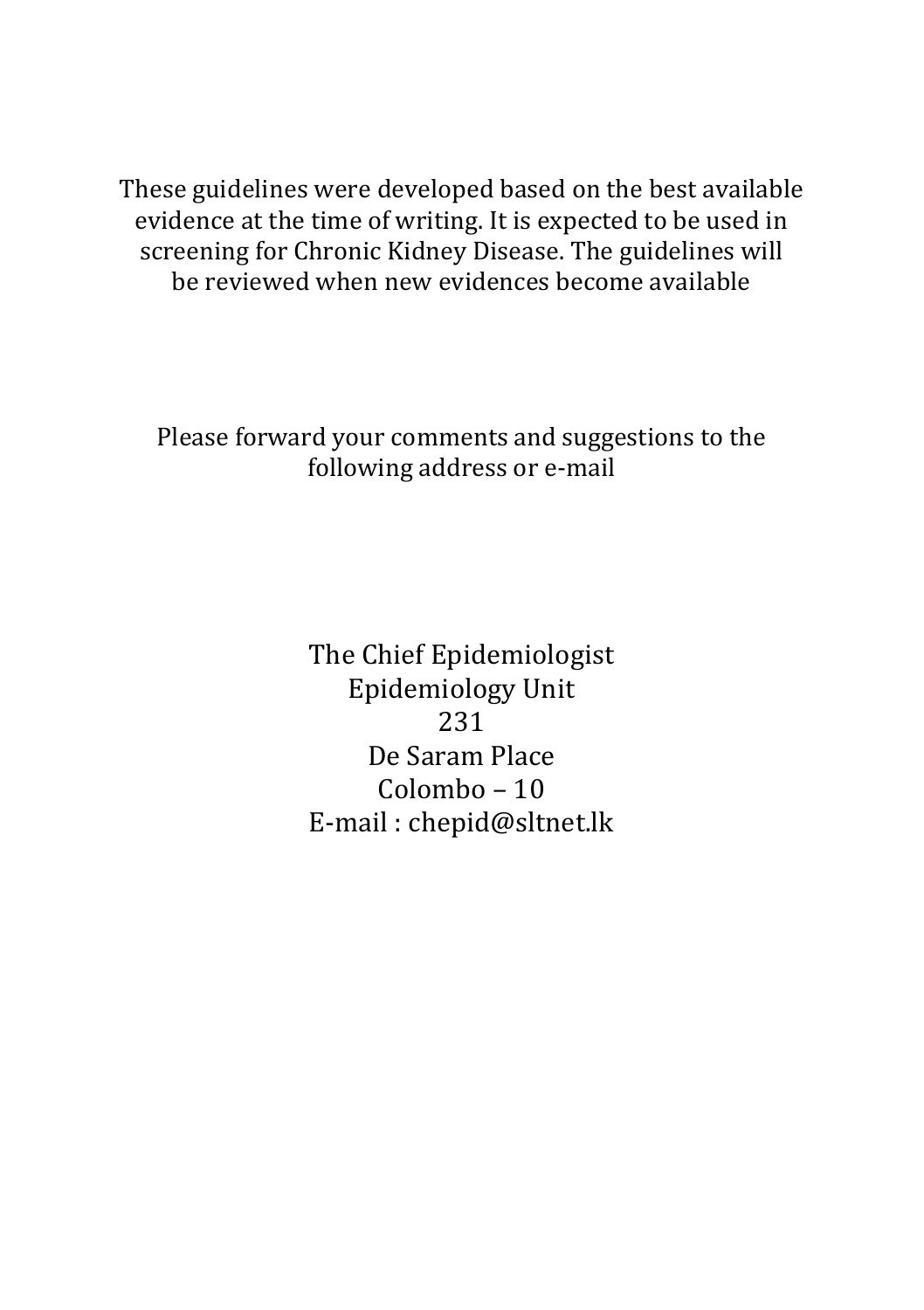These guidelines were developed based on the best available evidence at the time of writing. It is expected to be used in screening for Chronic Kidney Disease. The guidelines will be reviewed when new evidences become available

Please forward your comments and suggestions to the following address or e-mail

The Chief Epidemiologist  
Epidemiology Unit  
231  
De Saram Place  
Colombo – 10  
E-mail : chepid@sltnet.lk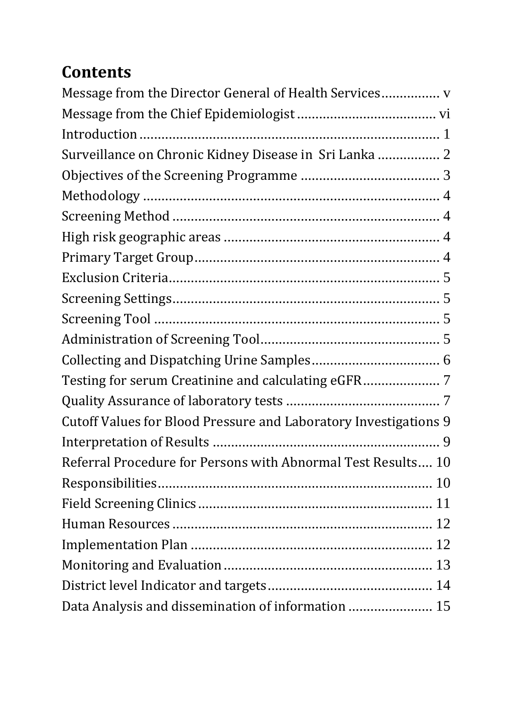# Contents

Message from the Director General of Health Services................ v
Message from the Chief Epidemiologist ...................................... vi
Introduction .................................................................................. 1
Surveillance on Chronic Kidney Disease in Sri Lanka ................. 2
Objectives of the Screening Programme ...................................... 3
Methodology ................................................................................. 4
Screening Method ......................................................................... 4
High risk geographic areas .......................................................... 4
Primary Target Group.................................................................... 4
Exclusion Criteria.......................................................................... 5
Screening Settings......................................................................... 5
Screening Tool .............................................................................. 5
Administration of Screening Tool................................................. 5
Collecting and Dispatching Urine Samples................................... 6
Testing for serum Creatinine and calculating eGFR..................... 7
Quality Assurance of laboratory tests .......................................... 7
Cutoff Values for Blood Pressure and Laboratory Investigations 9
Interpretation of Results .............................................................. 9
Referral Procedure for Persons with Abnormal Test Results.... 10
Responsibilities............................................................................ 10
Field Screening Clinics ................................................................ 11
Human Resources ........................................................................ 12
Implementation Plan .................................................................. 12
Monitoring and Evaluation .......................................................... 13
District level Indicator and targets.............................................. 14
Data Analysis and dissemination of information ....................... 15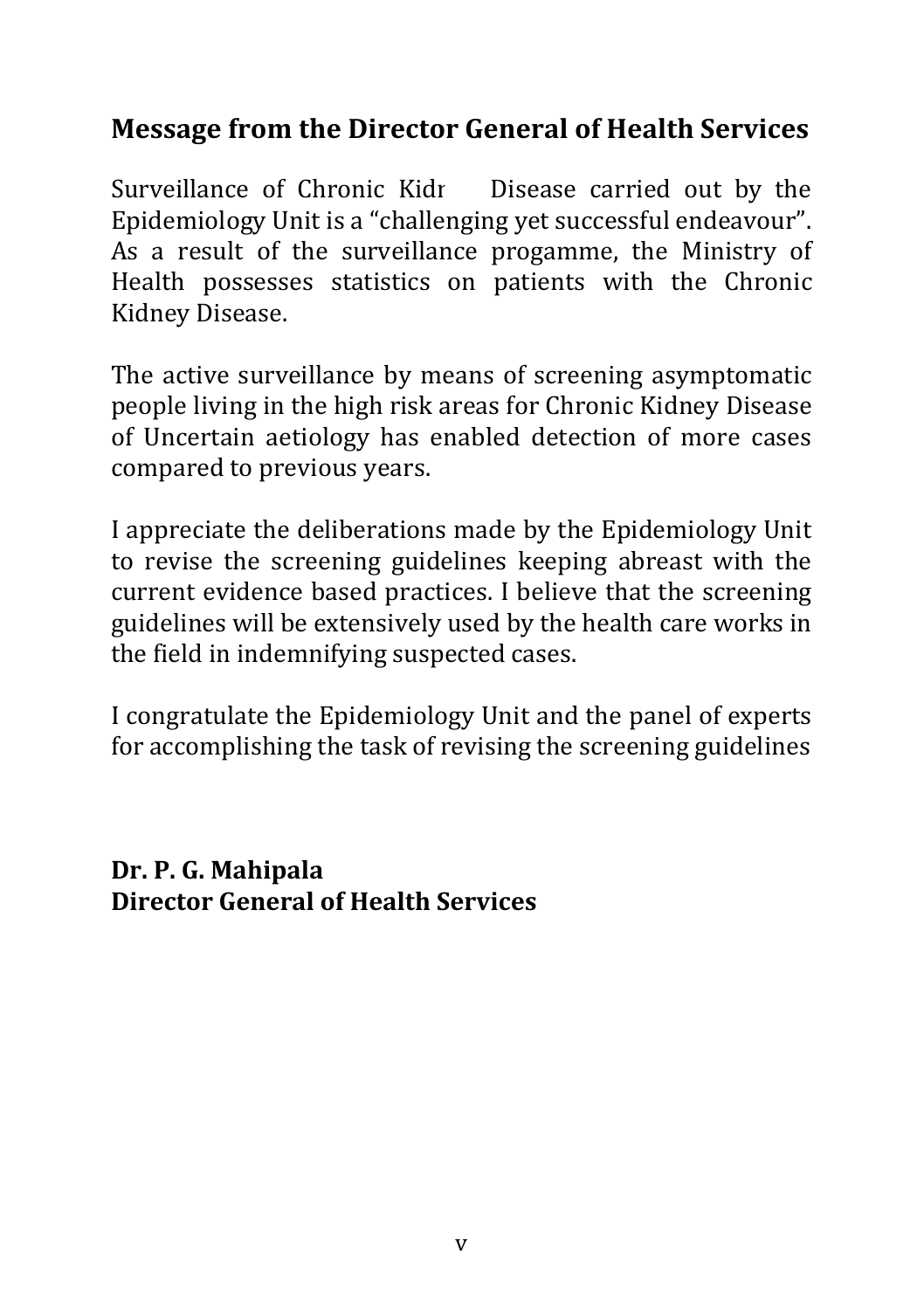## Message from the Director General of Health Services

Surveillance of Chronic Kidr Disease carried out by the Epidemiology Unit is a "challenging yet successful endeavour". As a result of the surveillance progamme, the Ministry of Health possesses statistics on patients with the Chronic Kidney Disease.

The active surveillance by means of screening asymptomatic people living in the high risk areas for Chronic Kidney Disease of Uncertain aetiology has enabled detection of more cases compared to previous years.

I appreciate the deliberations made by the Epidemiology Unit to revise the screening guidelines keeping abreast with the current evidence based practices. I believe that the screening guidelines will be extensively used by the health care works in the field in indemnifying suspected cases.

I congratulate the Epidemiology Unit and the panel of experts for accomplishing the task of revising the screening guidelines

**Dr. P. G. Mahipala**
**Director General of Health Services**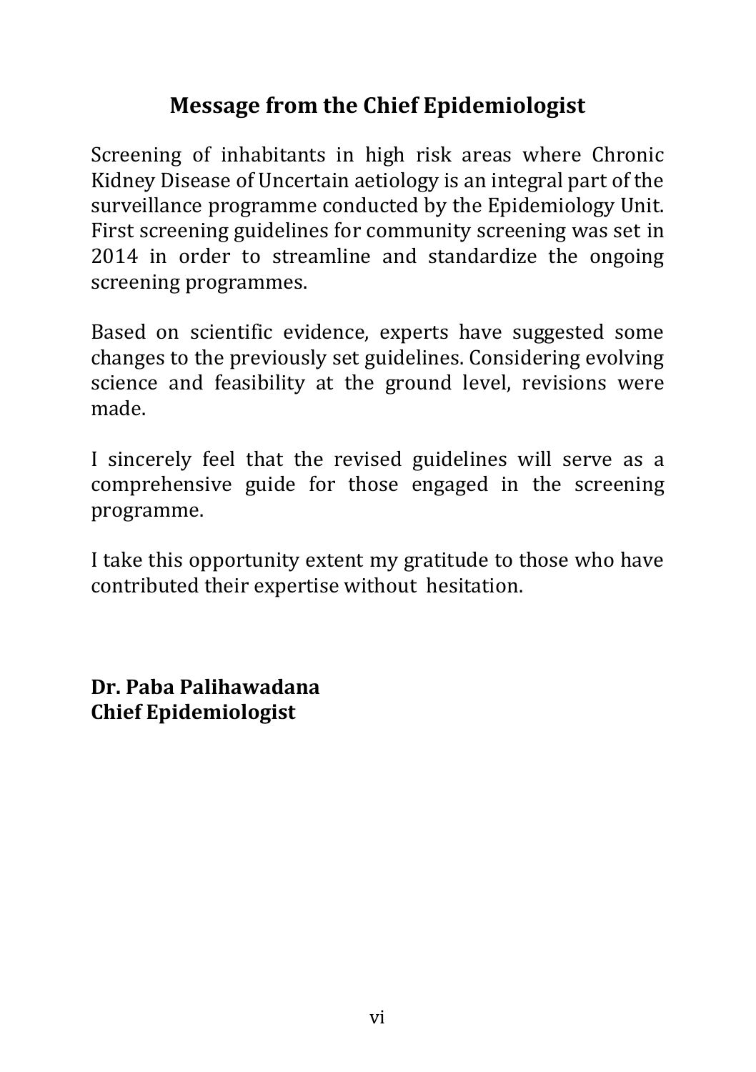## Message from the Chief Epidemiologist

Screening of inhabitants in high risk areas where Chronic Kidney Disease of Uncertain aetiology is an integral part of the surveillance programme conducted by the Epidemiology Unit. First screening guidelines for community screening was set in 2014 in order to streamline and standardize the ongoing screening programmes.

Based on scientific evidence, experts have suggested some changes to the previously set guidelines. Considering evolving science and feasibility at the ground level, revisions were made.

I sincerely feel that the revised guidelines will serve as a comprehensive guide for those engaged in the screening programme.

I take this opportunity extent my gratitude to those who have contributed their expertise without hesitation.

**Dr. Paba Palihawadana**
**Chief Epidemiologist**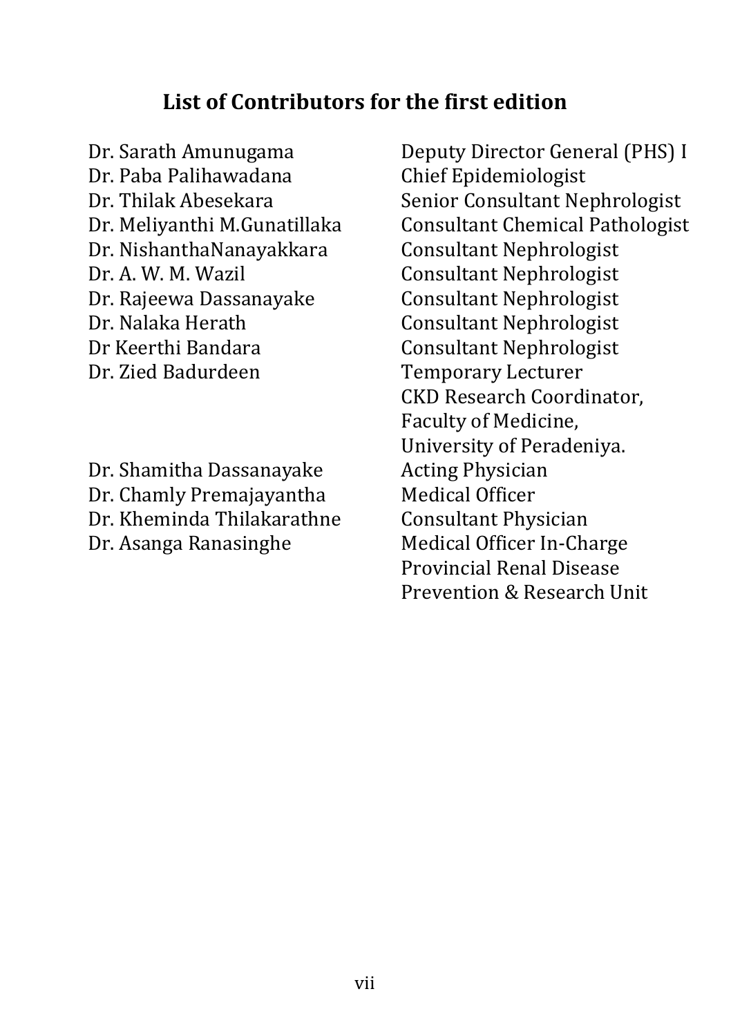## List of Contributors for the first edition

| | |
|---|---|
| Dr. Sarath Amunugama | Deputy Director General (PHS) I |
| Dr. Paba Palihawadana | Chief Epidemiologist |
| Dr. Thilak Abesekara | Senior Consultant Nephrologist |
| Dr. Meliyanthi M.Gunatillaka | Consultant Chemical Pathologist |
| Dr. NishanthaNanayakkara | Consultant Nephrologist |
| Dr. A. W. M. Wazil | Consultant Nephrologist |
| Dr. Rajeewa Dassanayake | Consultant Nephrologist |
| Dr. Nalaka Herath | Consultant Nephrologist |
| Dr Keerthi Bandara | Consultant Nephrologist |
| Dr. Zied Badurdeen | Temporary Lecturer CKD Research Coordinator, Faculty of Medicine, University of Peradeniya. |
| Dr. Shamitha Dassanayake | Acting Physician |
| Dr. Chamly Premajayantha | Medical Officer |
| Dr. Kheminda Thilakarathne | Consultant Physician |
| Dr. Asanga Ranasinghe | Medical Officer In-Charge Provincial Renal Disease Prevention & Research Unit |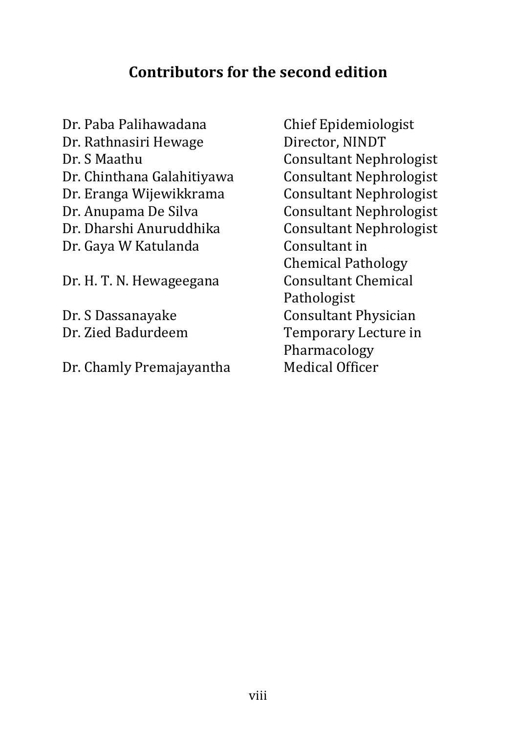## Contributors for the second edition

| | |
|---|---|
| Dr. Paba Palihawadana | Chief Epidemiologist |
| Dr. Rathnasiri Hewage | Director, NINDT |
| Dr. S Maathu | Consultant Nephrologist |
| Dr. Chinthana Galahitiyawa | Consultant Nephrologist |
| Dr. Eranga Wijewikkrama | Consultant Nephrologist |
| Dr. Anupama De Silva | Consultant Nephrologist |
| Dr. Dharshi Anuruddhika | Consultant Nephrologist |
| Dr. Gaya W Katulanda | Consultant in Chemical Pathology |
| Dr. H. T. N. Hewageegana | Consultant Chemical Pathologist |
| Dr. S Dassanayake | Consultant Physician |
| Dr. Zied Badurdeem | Temporary Lecture in Pharmacology |
| Dr. Chamly Premajayantha | Medical Officer |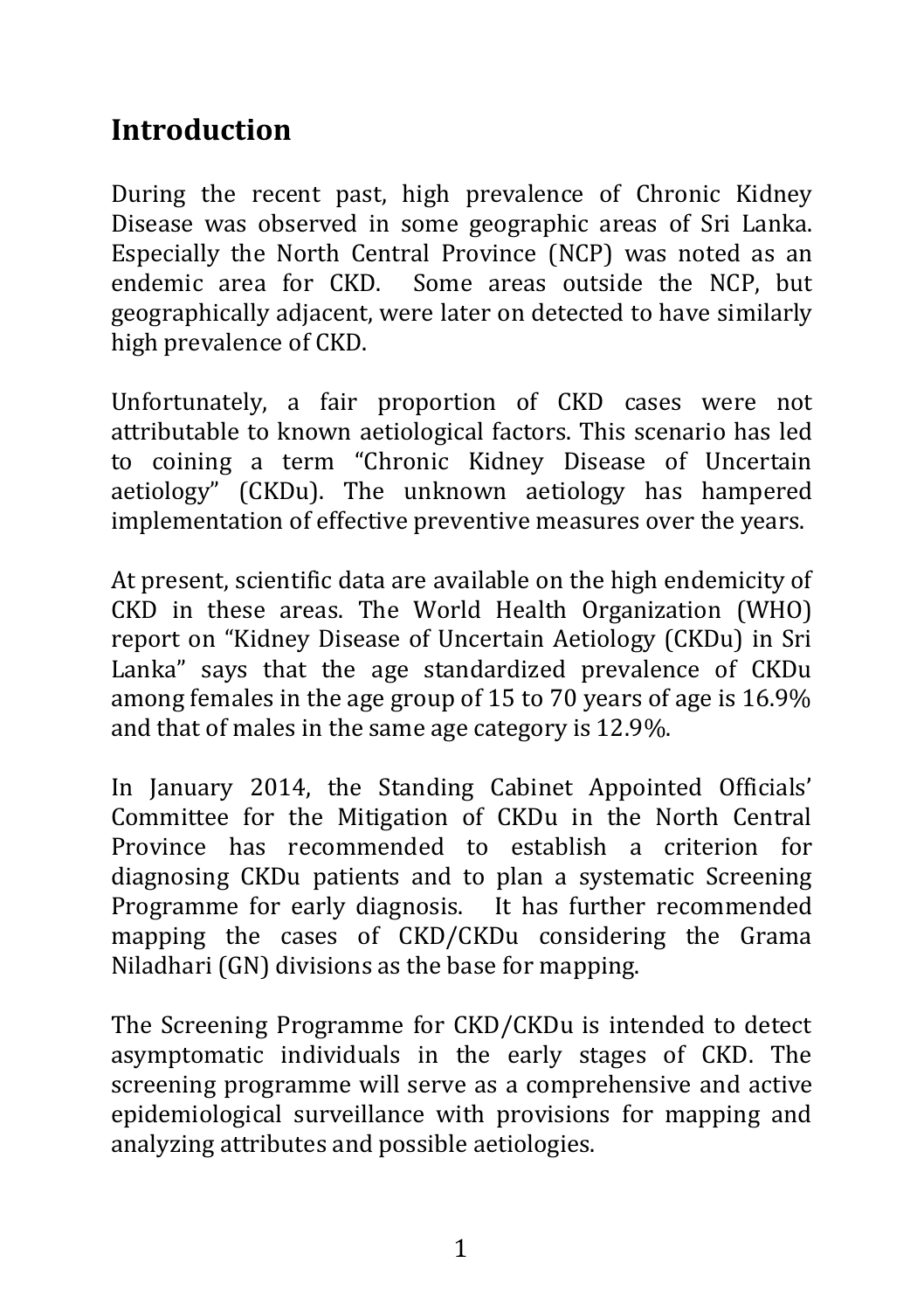## Introduction

During the recent past, high prevalence of Chronic Kidney Disease was observed in some geographic areas of Sri Lanka. Especially the North Central Province (NCP) was noted as an endemic area for CKD. Some areas outside the NCP, but geographically adjacent, were later on detected to have similarly high prevalence of CKD.

Unfortunately, a fair proportion of CKD cases were not attributable to known aetiological factors. This scenario has led to coining a term "Chronic Kidney Disease of Uncertain aetiology" (CKDu). The unknown aetiology has hampered implementation of effective preventive measures over the years.

At present, scientific data are available on the high endemicity of CKD in these areas. The World Health Organization (WHO) report on "Kidney Disease of Uncertain Aetiology (CKDu) in Sri Lanka" says that the age standardized prevalence of CKDu among females in the age group of 15 to 70 years of age is 16.9% and that of males in the same age category is 12.9%.

In January 2014, the Standing Cabinet Appointed Officials' Committee for the Mitigation of CKDu in the North Central Province has recommended to establish a criterion for diagnosing CKDu patients and to plan a systematic Screening Programme for early diagnosis. It has further recommended mapping the cases of CKD/CKDu considering the Grama Niladhari (GN) divisions as the base for mapping.

The Screening Programme for CKD/CKDu is intended to detect asymptomatic individuals in the early stages of CKD. The screening programme will serve as a comprehensive and active epidemiological surveillance with provisions for mapping and analyzing attributes and possible aetiologies.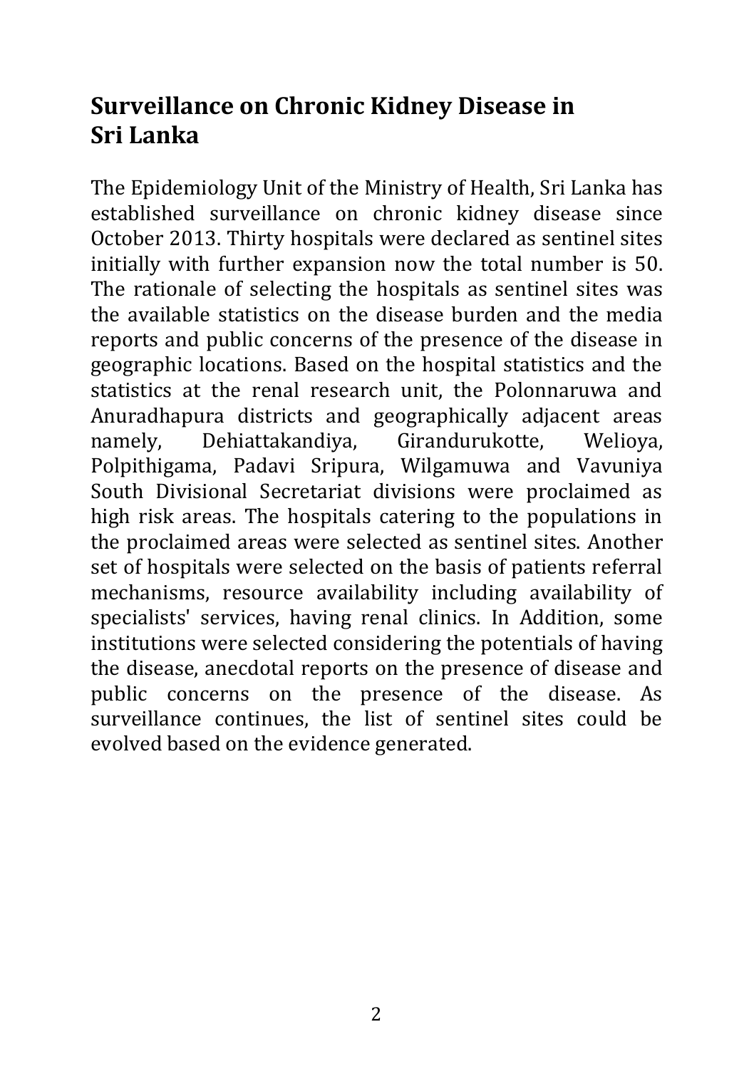## Surveillance on Chronic Kidney Disease in Sri Lanka

The Epidemiology Unit of the Ministry of Health, Sri Lanka has established surveillance on chronic kidney disease since October 2013. Thirty hospitals were declared as sentinel sites initially with further expansion now the total number is 50. The rationale of selecting the hospitals as sentinel sites was the available statistics on the disease burden and the media reports and public concerns of the presence of the disease in geographic locations. Based on the hospital statistics and the statistics at the renal research unit, the Polonnaruwa and Anuradhapura districts and geographically adjacent areas namely, Dehiattakandiya, Girandurukotte, Welioya, Polpithigama, Padavi Sripura, Wilgamuwa and Vavuniya South Divisional Secretariat divisions were proclaimed as high risk areas. The hospitals catering to the populations in the proclaimed areas were selected as sentinel sites. Another set of hospitals were selected on the basis of patients referral mechanisms, resource availability including availability of specialists' services, having renal clinics. In Addition, some institutions were selected considering the potentials of having the disease, anecdotal reports on the presence of disease and public concerns on the presence of the disease. As surveillance continues, the list of sentinel sites could be evolved based on the evidence generated.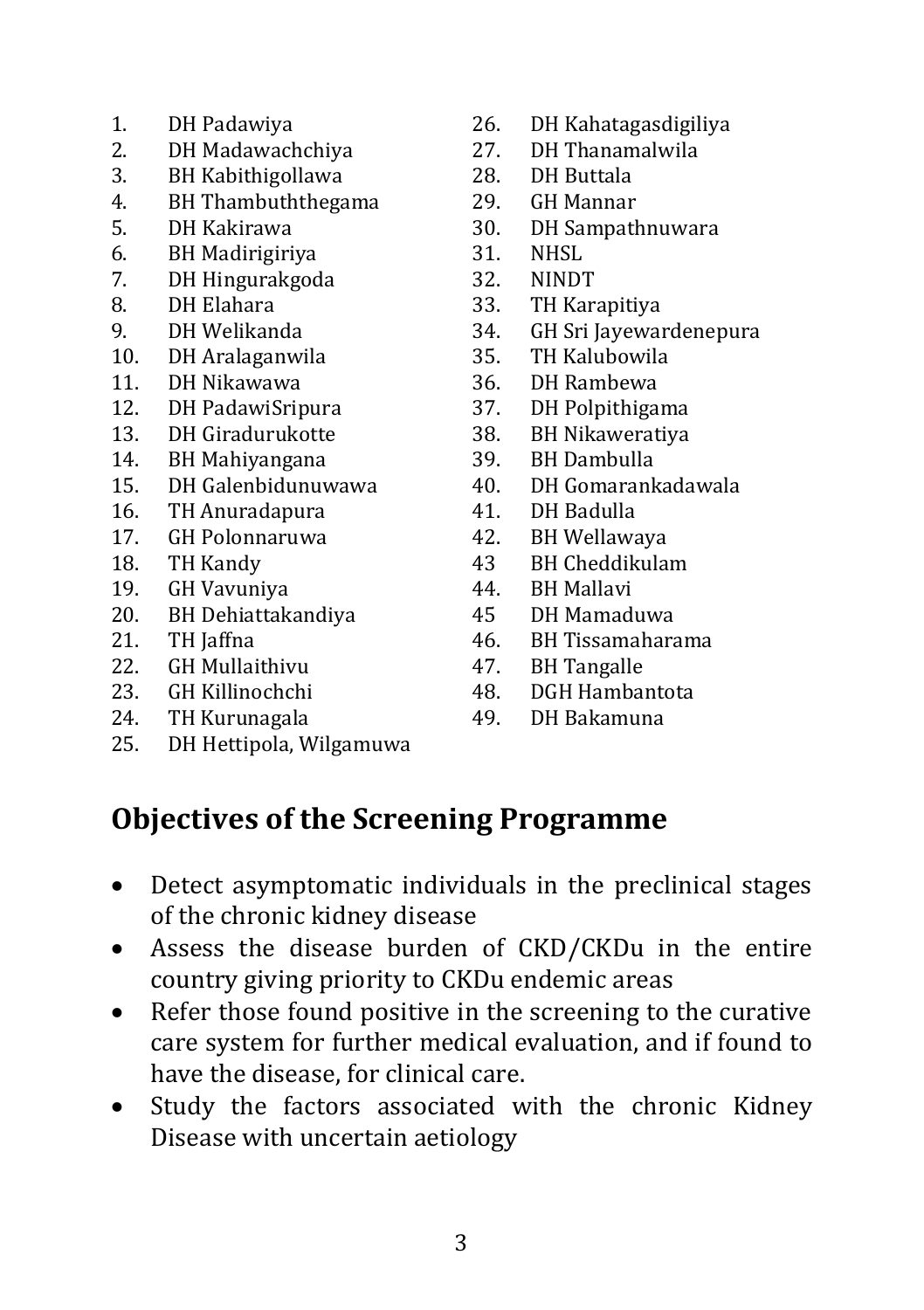1. DH Padawiya
2. DH Madawachchiya
3. BH Kabithigollawa
4. BH Thambuththegama
5. DH Kakirawa
6. BH Madirigiriya
7. DH Hingurakgoda
8. DH Elahara
9. DH Welikanda
10. DH Aralaganwila
11. DH Nikawawa
12. DH PadawiSripura
13. DH Giradurukotte
14. BH Mahiyangana
15. DH Galenbidunuwawa
16. TH Anuradapura
17. GH Polonnaruwa
18. TH Kandy
19. GH Vavuniya
20. BH Dehiattakandiya
21. TH Jaffna
22. GH Mullaithivu
23. GH Killinochchi
24. TH Kurunagala
25. DH Hettipola, Wilgamuwa
26. DH Kahatagasdigiliya
27. DH Thanamalwila
28. DH Buttala
29. GH Mannar
30. DH Sampathnuwara
31. NHSL
32. NINDT
33. TH Karapitiya
34. GH Sri Jayewardenepura
35. TH Kalubowila
36. DH Rambewa
37. DH Polpithigama
38. BH Nikaweratiya
39. BH Dambulla
40. DH Gomarankadawala
41. DH Badulla
42. BH Wellawaya
43 BH Cheddikulam
44. BH Mallavi
45 DH Mamaduwa
46. BH Tissamaharama
47. BH Tangalle
48. DGH Hambantota
49. DH Bakamuna

## Objectives of the Screening Programme

- Detect asymptomatic individuals in the preclinical stages of the chronic kidney disease
- Assess the disease burden of CKD/CKDu in the entire country giving priority to CKDu endemic areas
- Refer those found positive in the screening to the curative care system for further medical evaluation, and if found to have the disease, for clinical care.
- Study the factors associated with the chronic Kidney Disease with uncertain aetiology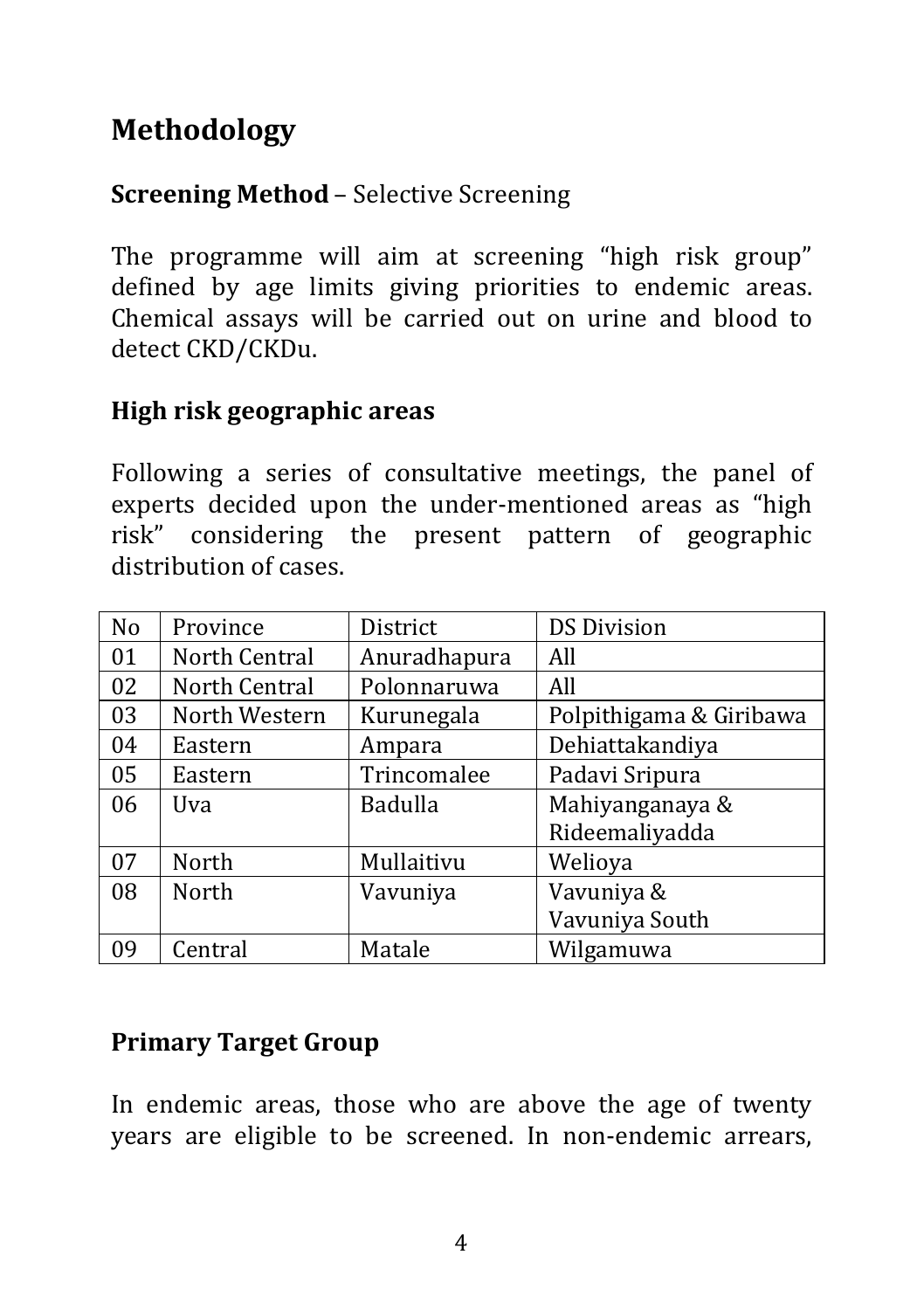## Methodology

**Screening Method** – Selective Screening

The programme will aim at screening "high risk group" defined by age limits giving priorities to endemic areas. Chemical assays will be carried out on urine and blood to detect CKD/CKDu.

### High risk geographic areas

Following a series of consultative meetings, the panel of experts decided upon the under-mentioned areas as "high risk" considering the present pattern of geographic distribution of cases.

| No | Province | District | DS Division |
|---|---|---|---|
| 01 | North Central | Anuradhapura | All |
| 02 | North Central | Polonnaruwa | All |
| 03 | North Western | Kurunegala | Polpithigama & Giribawa |
| 04 | Eastern | Ampara | Dehiattakandiya |
| 05 | Eastern | Trincomalee | Padavi Sripura |
| 06 | Uva | Badulla | Mahiyanganaya & Rideemaliyadda |
| 07 | North | Mullaitivu | Welioya |
| 08 | North | Vavuniya | Vavuniya & Vavuniya South |
| 09 | Central | Matale | Wilgamuwa |

### Primary Target Group

In endemic areas, those who are above the age of twenty years are eligible to be screened. In non-endemic arrears,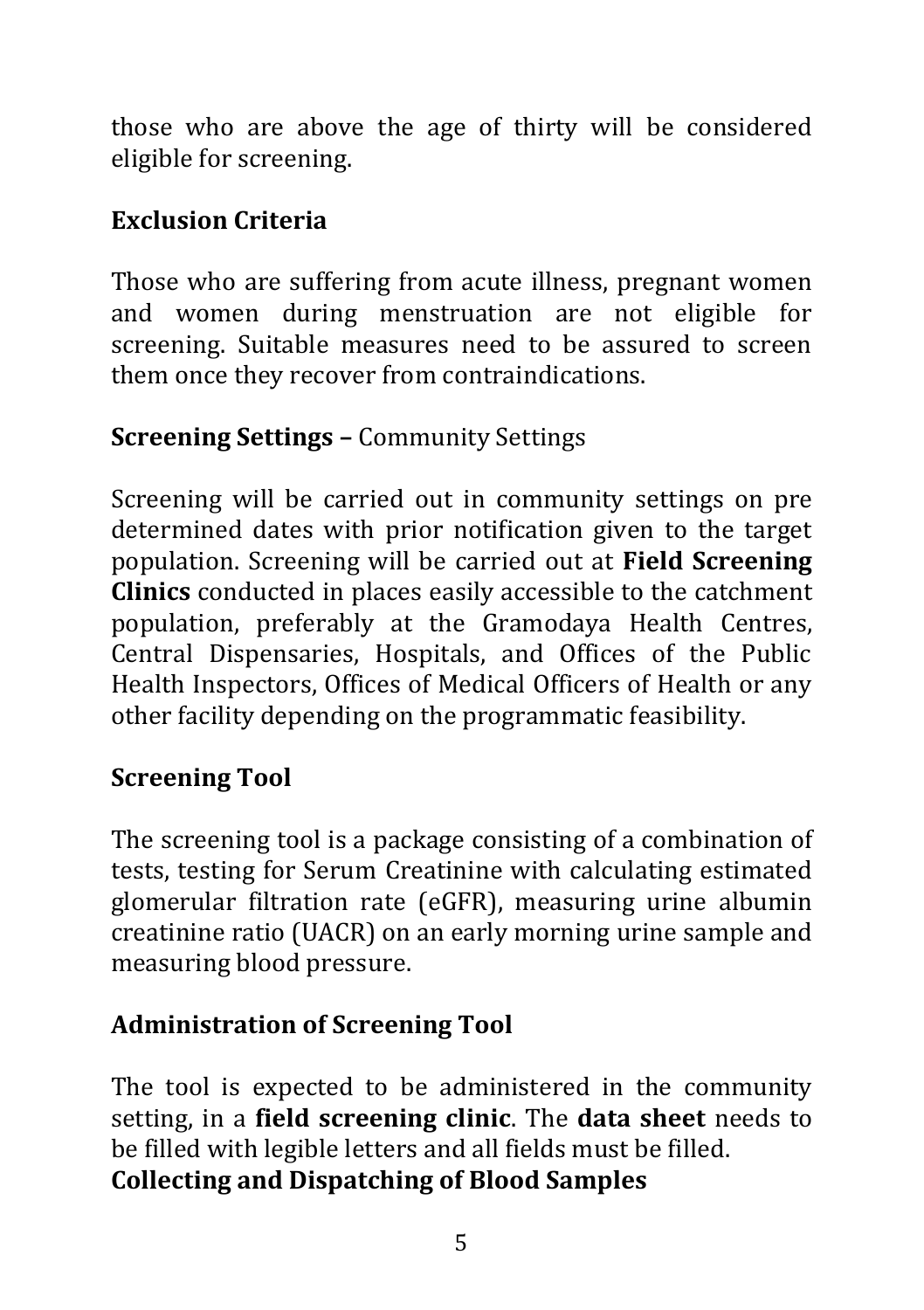those who are above the age of thirty will be considered eligible for screening.

**Exclusion Criteria**

Those who are suffering from acute illness, pregnant women and women during menstruation are not eligible for screening. Suitable measures need to be assured to screen them once they recover from contraindications.

**Screening Settings –** Community Settings

Screening will be carried out in community settings on pre determined dates with prior notification given to the target population. Screening will be carried out at **Field Screening Clinics** conducted in places easily accessible to the catchment population, preferably at the Gramodaya Health Centres, Central Dispensaries, Hospitals, and Offices of the Public Health Inspectors, Offices of Medical Officers of Health or any other facility depending on the programmatic feasibility.

**Screening Tool**

The screening tool is a package consisting of a combination of tests, testing for Serum Creatinine with calculating estimated glomerular filtration rate (eGFR), measuring urine albumin creatinine ratio (UACR) on an early morning urine sample and measuring blood pressure.

**Administration of Screening Tool**

The tool is expected to be administered in the community setting, in a **field screening clinic**. The **data sheet** needs to be filled with legible letters and all fields must be filled.

**Collecting and Dispatching of Blood Samples**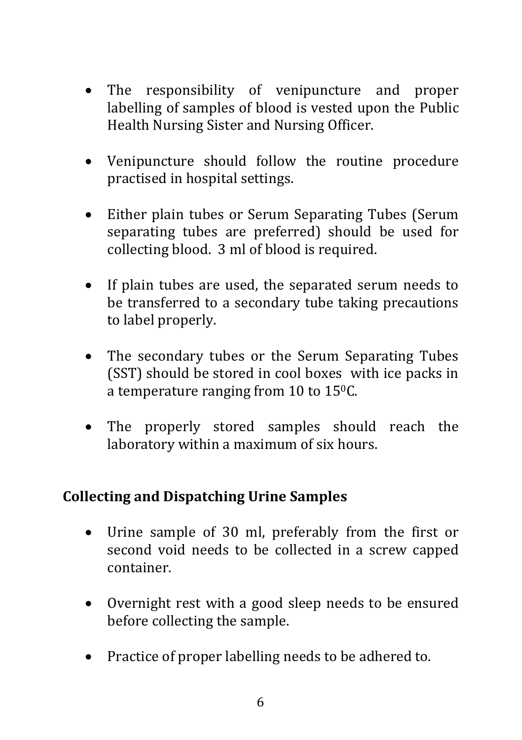- The responsibility of venipuncture and proper labelling of samples of blood is vested upon the Public Health Nursing Sister and Nursing Officer.

- Venipuncture should follow the routine procedure practised in hospital settings.

- Either plain tubes or Serum Separating Tubes (Serum separating tubes are preferred) should be used for collecting blood. 3 ml of blood is required.

- If plain tubes are used, the separated serum needs to be transferred to a secondary tube taking precautions to label properly.

- The secondary tubes or the Serum Separating Tubes (SST) should be stored in cool boxes with ice packs in a temperature ranging from 10 to $15^{0}$C.

- The properly stored samples should reach the laboratory within a maximum of six hours.

## Collecting and Dispatching Urine Samples

- Urine sample of 30 ml, preferably from the first or second void needs to be collected in a screw capped container.

- Overnight rest with a good sleep needs to be ensured before collecting the sample.

- Practice of proper labelling needs to be adhered to.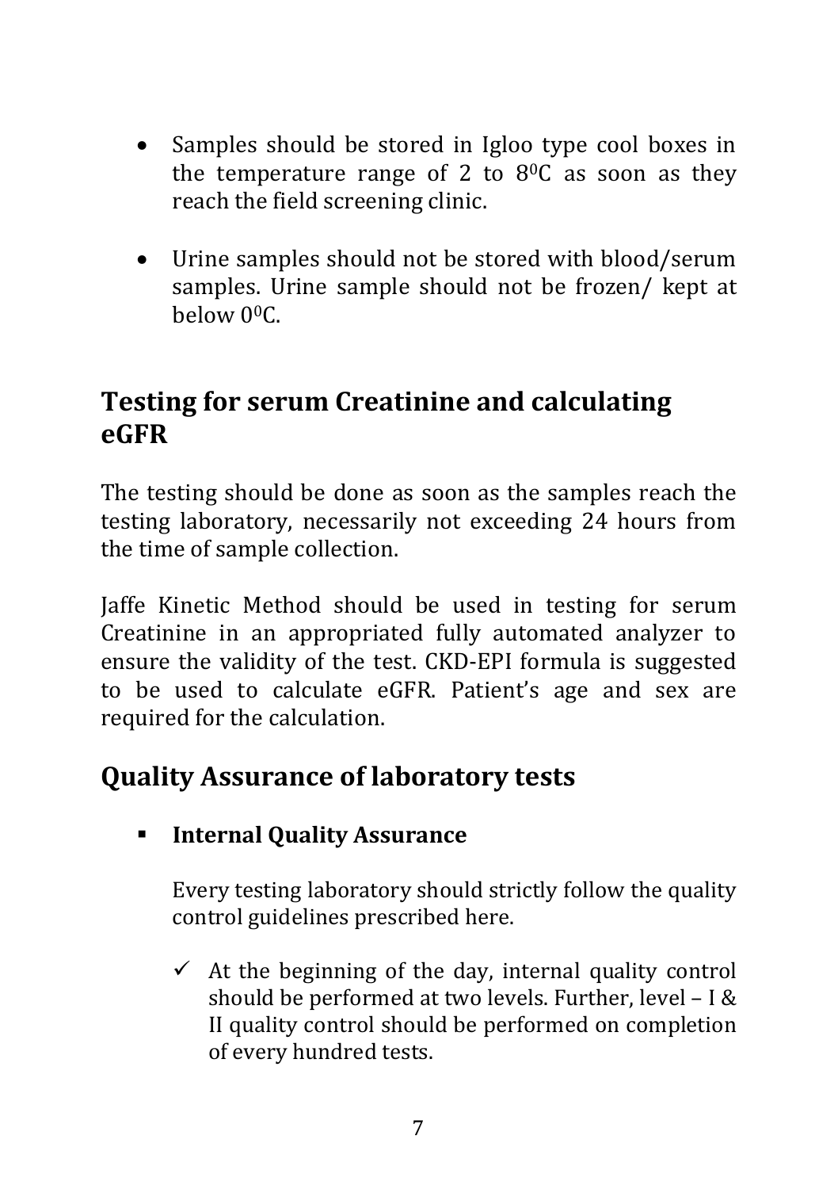- Samples should be stored in Igloo type cool boxes in the temperature range of 2 to $8^0C$ as soon as they reach the field screening clinic.

- Urine samples should not be stored with blood/serum samples. Urine sample should not be frozen/ kept at below $0^0C$.

## Testing for serum Creatinine and calculating eGFR

The testing should be done as soon as the samples reach the testing laboratory, necessarily not exceeding 24 hours from the time of sample collection.

Jaffe Kinetic Method should be used in testing for serum Creatinine in an appropriated fully automated analyzer to ensure the validity of the test. CKD-EPI formula is suggested to be used to calculate eGFR. Patient's age and sex are required for the calculation.

## Quality Assurance of laboratory tests

- **Internal Quality Assurance**

  Every testing laboratory should strictly follow the quality control guidelines prescribed here.

  - ✓ At the beginning of the day, internal quality control should be performed at two levels. Further, level – I & II quality control should be performed on completion of every hundred tests.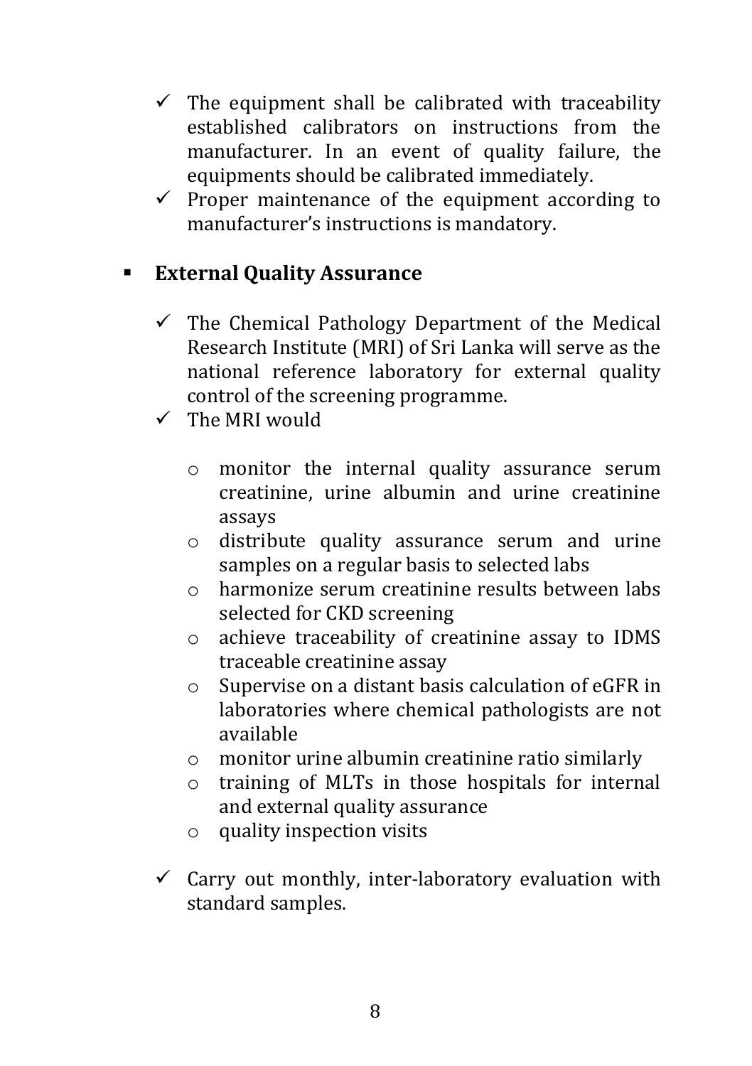- ✓ The equipment shall be calibrated with traceability established calibrators on instructions from the manufacturer. In an event of quality failure, the equipments should be calibrated immediately.
- ✓ Proper maintenance of the equipment according to manufacturer's instructions is mandatory.

- **External Quality Assurance**

  - ✓ The Chemical Pathology Department of the Medical Research Institute (MRI) of Sri Lanka will serve as the national reference laboratory for external quality control of the screening programme.
  - ✓ The MRI would

    - o monitor the internal quality assurance serum creatinine, urine albumin and urine creatinine assays
    - o distribute quality assurance serum and urine samples on a regular basis to selected labs
    - o harmonize serum creatinine results between labs selected for CKD screening
    - o achieve traceability of creatinine assay to IDMS traceable creatinine assay
    - o Supervise on a distant basis calculation of eGFR in laboratories where chemical pathologists are not available
    - o monitor urine albumin creatinine ratio similarly
    - o training of MLTs in those hospitals for internal and external quality assurance
    - o quality inspection visits

  - ✓ Carry out monthly, inter-laboratory evaluation with standard samples.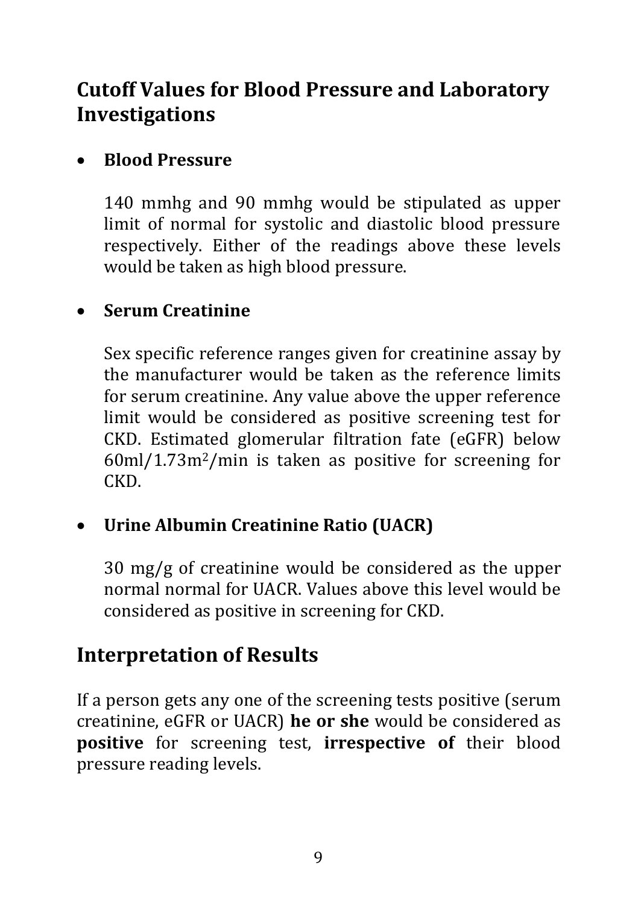## Cutoff Values for Blood Pressure and Laboratory Investigations

- **Blood Pressure**

  140 mmhg and 90 mmhg would be stipulated as upper limit of normal for systolic and diastolic blood pressure respectively. Either of the readings above these levels would be taken as high blood pressure.

- **Serum Creatinine**

  Sex specific reference ranges given for creatinine assay by the manufacturer would be taken as the reference limits for serum creatinine. Any value above the upper reference limit would be considered as positive screening test for CKD. Estimated glomerular filtration fate (eGFR) below 60ml/1.73m$^2$/min is taken as positive for screening for CKD.

- **Urine Albumin Creatinine Ratio (UACR)**

  30 mg/g of creatinine would be considered as the upper normal normal for UACR. Values above this level would be considered as positive in screening for CKD.

## Interpretation of Results

If a person gets any one of the screening tests positive (serum creatinine, eGFR or UACR) **he or she** would be considered as **positive** for screening test, **irrespective of** their blood pressure reading levels.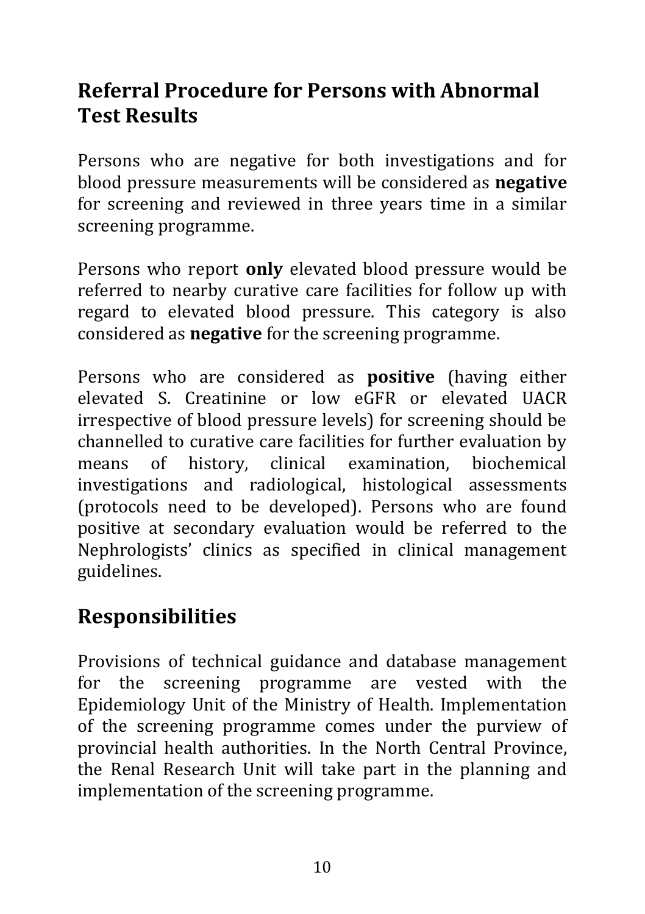## Referral Procedure for Persons with Abnormal Test Results

Persons who are negative for both investigations and for blood pressure measurements will be considered as **negative** for screening and reviewed in three years time in a similar screening programme.

Persons who report **only** elevated blood pressure would be referred to nearby curative care facilities for follow up with regard to elevated blood pressure. This category is also considered as **negative** for the screening programme.

Persons who are considered as **positive** (having either elevated S. Creatinine or low eGFR or elevated UACR irrespective of blood pressure levels) for screening should be channelled to curative care facilities for further evaluation by means of history, clinical examination, biochemical investigations and radiological, histological assessments (protocols need to be developed). Persons who are found positive at secondary evaluation would be referred to the Nephrologists' clinics as specified in clinical management guidelines.

## Responsibilities

Provisions of technical guidance and database management for the screening programme are vested with the Epidemiology Unit of the Ministry of Health. Implementation of the screening programme comes under the purview of provincial health authorities. In the North Central Province, the Renal Research Unit will take part in the planning and implementation of the screening programme.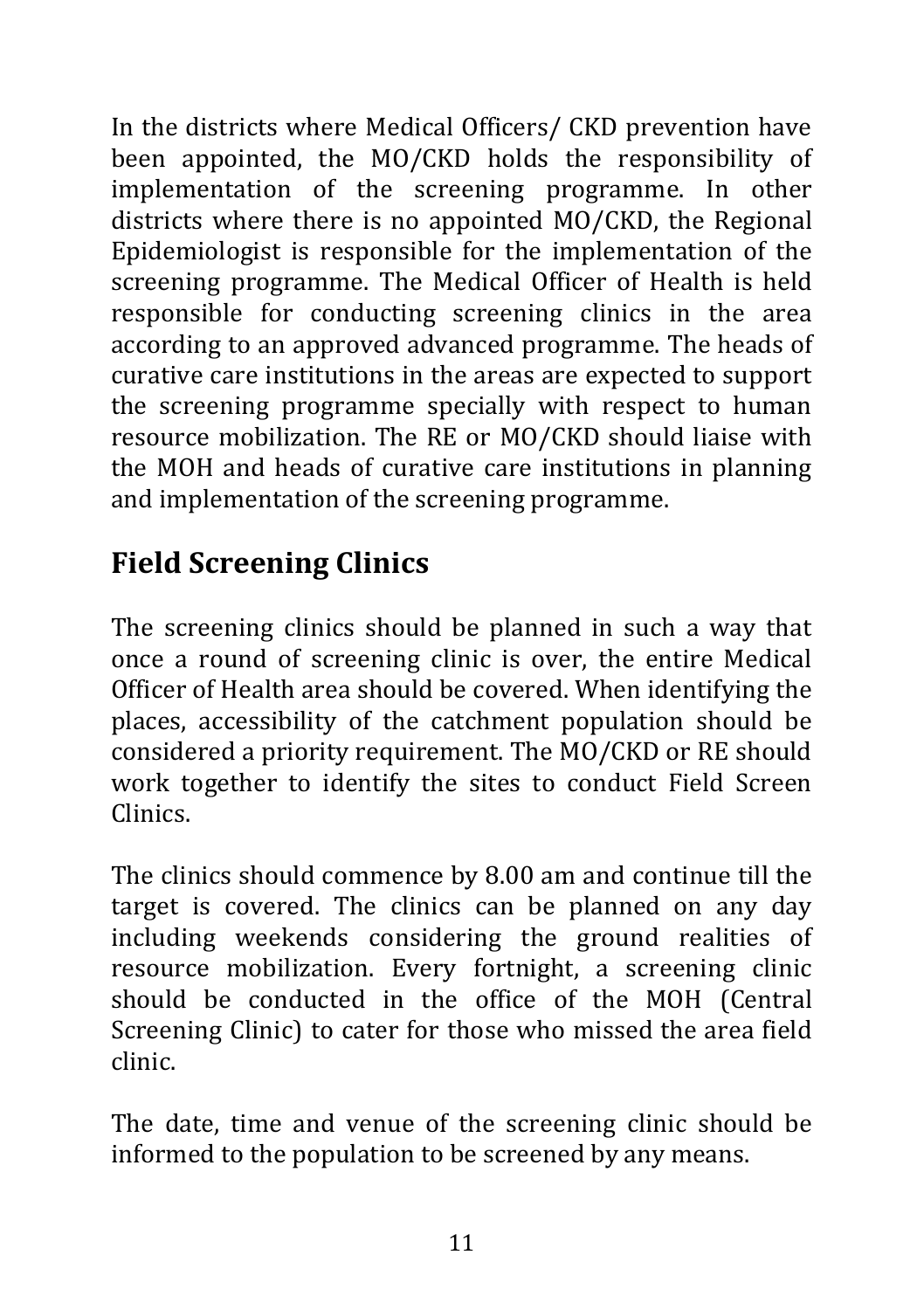In the districts where Medical Officers/ CKD prevention have been appointed, the MO/CKD holds the responsibility of implementation of the screening programme. In other districts where there is no appointed MO/CKD, the Regional Epidemiologist is responsible for the implementation of the screening programme. The Medical Officer of Health is held responsible for conducting screening clinics in the area according to an approved advanced programme. The heads of curative care institutions in the areas are expected to support the screening programme specially with respect to human resource mobilization. The RE or MO/CKD should liaise with the MOH and heads of curative care institutions in planning and implementation of the screening programme.

## Field Screening Clinics

The screening clinics should be planned in such a way that once a round of screening clinic is over, the entire Medical Officer of Health area should be covered. When identifying the places, accessibility of the catchment population should be considered a priority requirement. The MO/CKD or RE should work together to identify the sites to conduct Field Screen Clinics.

The clinics should commence by 8.00 am and continue till the target is covered. The clinics can be planned on any day including weekends considering the ground realities of resource mobilization. Every fortnight, a screening clinic should be conducted in the office of the MOH (Central Screening Clinic) to cater for those who missed the area field clinic.

The date, time and venue of the screening clinic should be informed to the population to be screened by any means.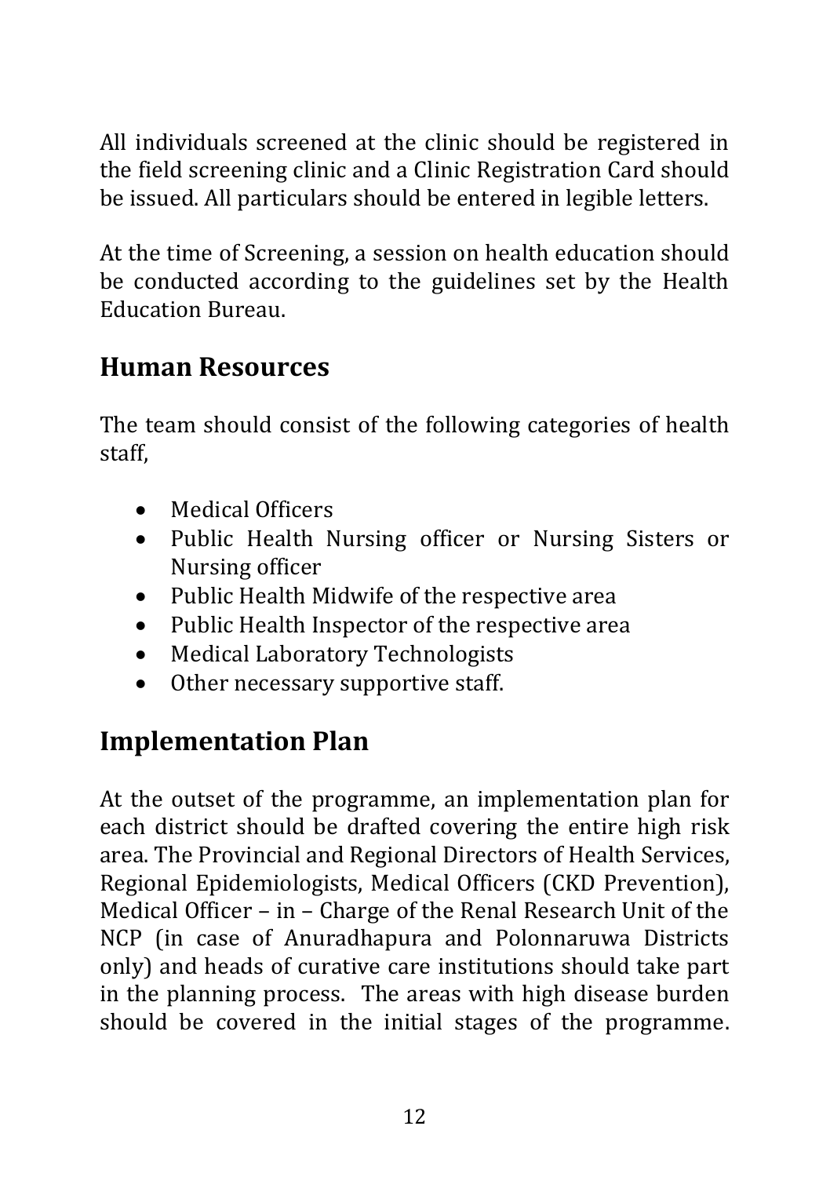All individuals screened at the clinic should be registered in the field screening clinic and a Clinic Registration Card should be issued. All particulars should be entered in legible letters.

At the time of Screening, a session on health education should be conducted according to the guidelines set by the Health Education Bureau.

## Human Resources

The team should consist of the following categories of health staff,

- Medical Officers
- Public Health Nursing officer or Nursing Sisters or Nursing officer
- Public Health Midwife of the respective area
- Public Health Inspector of the respective area
- Medical Laboratory Technologists
- Other necessary supportive staff.

## Implementation Plan

At the outset of the programme, an implementation plan for each district should be drafted covering the entire high risk area. The Provincial and Regional Directors of Health Services, Regional Epidemiologists, Medical Officers (CKD Prevention), Medical Officer – in – Charge of the Renal Research Unit of the NCP (in case of Anuradhapura and Polonnaruwa Districts only) and heads of curative care institutions should take part in the planning process. The areas with high disease burden should be covered in the initial stages of the programme.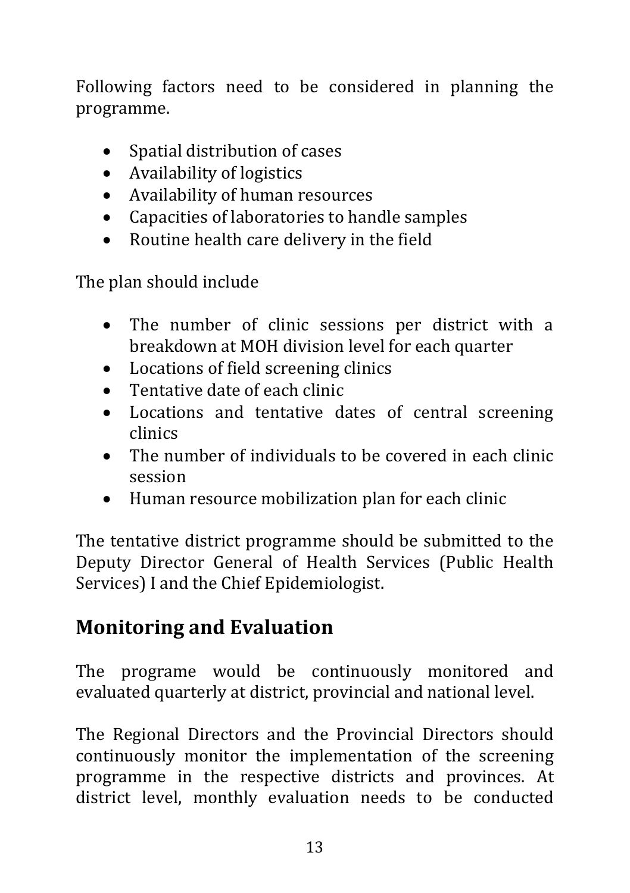Following factors need to be considered in planning the programme.

- Spatial distribution of cases
- Availability of logistics
- Availability of human resources
- Capacities of laboratories to handle samples
- Routine health care delivery in the field

The plan should include

- The number of clinic sessions per district with a breakdown at MOH division level for each quarter
- Locations of field screening clinics
- Tentative date of each clinic
- Locations and tentative dates of central screening clinics
- The number of individuals to be covered in each clinic session
- Human resource mobilization plan for each clinic

The tentative district programme should be submitted to the Deputy Director General of Health Services (Public Health Services) I and the Chief Epidemiologist.

## Monitoring and Evaluation

The programe would be continuously monitored and evaluated quarterly at district, provincial and national level.

The Regional Directors and the Provincial Directors should continuously monitor the implementation of the screening programme in the respective districts and provinces. At district level, monthly evaluation needs to be conducted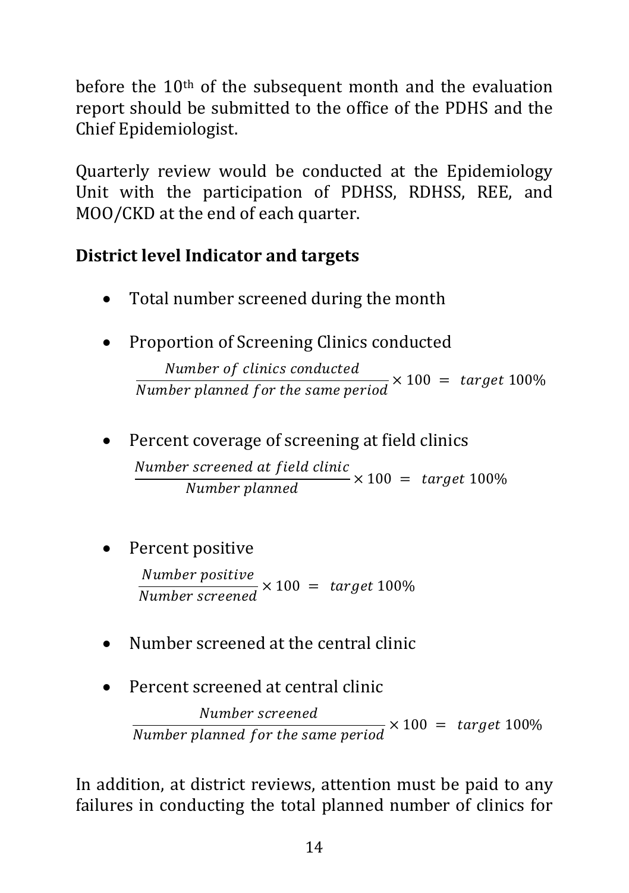before the 10th of the subsequent month and the evaluation report should be submitted to the office of the PDHS and the Chief Epidemiologist.

Quarterly review would be conducted at the Epidemiology Unit with the participation of PDHSS, RDHSS, REE, and MOO/CKD at the end of each quarter.

**District level Indicator and targets**

- Total number screened during the month
- Proportion of Screening Clinics conducted

  $$\frac{Number\ of\ clinics\ conducted}{Number\ planned\ for\ the\ same\ period} \times 100\ =\ target\ 100\%$$

- Percent coverage of screening at field clinics

  $$\frac{Number\ screened\ at\ field\ clinic}{Number\ planned} \times 100\ =\ target\ 100\%$$

- Percent positive

  $$\frac{Number\ positive}{Number\ screened} \times 100\ =\ target\ 100\%$$

- Number screened at the central clinic
- Percent screened at central clinic

  $$\frac{Number\ screened}{Number\ planned\ for\ the\ same\ period} \times 100\ =\ target\ 100\%$$

In addition, at district reviews, attention must be paid to any failures in conducting the total planned number of clinics for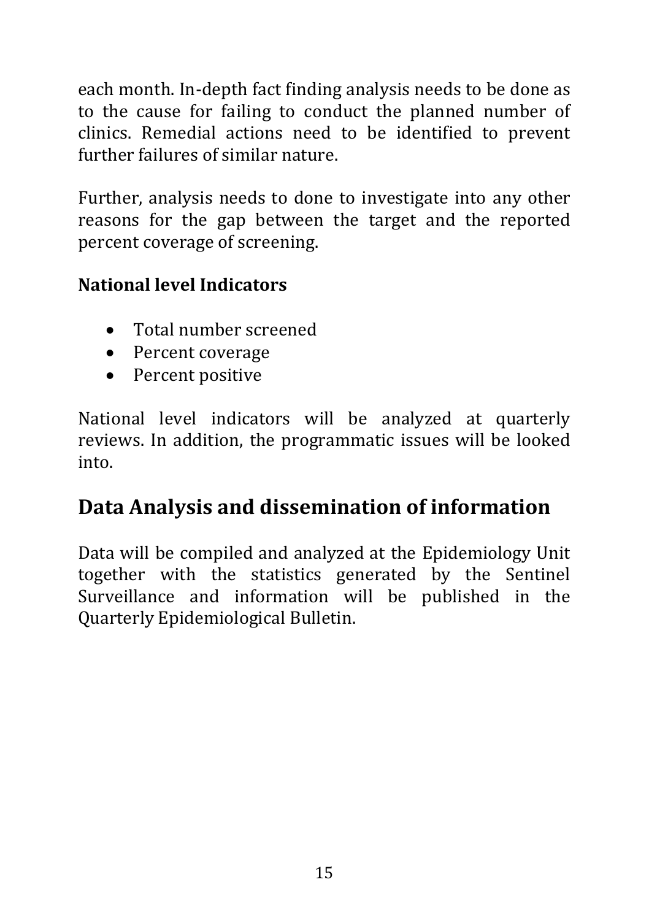each month. In-depth fact finding analysis needs to be done as to the cause for failing to conduct the planned number of clinics. Remedial actions need to be identified to prevent further failures of similar nature.

Further, analysis needs to done to investigate into any other reasons for the gap between the target and the reported percent coverage of screening.

**National level Indicators**

- Total number screened
- Percent coverage
- Percent positive

National level indicators will be analyzed at quarterly reviews. In addition, the programmatic issues will be looked into.

## Data Analysis and dissemination of information

Data will be compiled and analyzed at the Epidemiology Unit together with the statistics generated by the Sentinel Surveillance and information will be published in the Quarterly Epidemiological Bulletin.